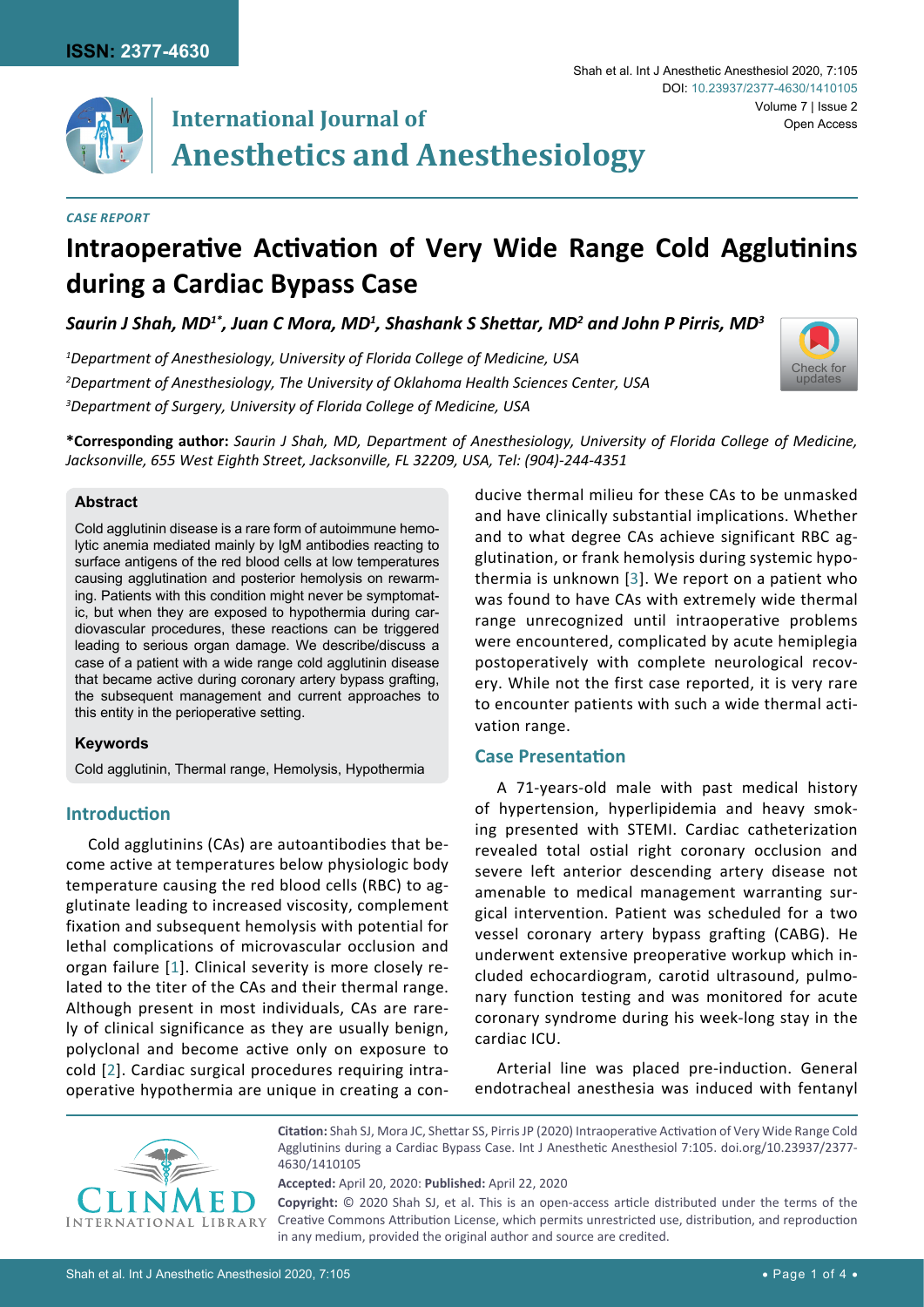ISSN: 2377-4630

# International Journal of Anesthetics and Anesthesiology

*CASE REPORT*

# Intraoperative Activation of Very Wide Range Cold Agglutinins during a Cardiac Bypass Case

***Saurin J Shah, MD[1\*], Juan C Mora, MD[1], Shashank S Shettar, MD[2] and John P Pirris, MD[3]***

*[1]Department of Anesthesiology, University of Florida College of Medicine, USA*

*[2]Department of Anesthesiology, The University of Oklahoma Health Sciences Center, USA*

*[3]Department of Surgery, University of Florida College of Medicine, USA*

**\*Corresponding author:** *Saurin J Shah, MD, Department of Anesthesiology, University of Florida College of Medicine, Jacksonville, 655 West Eighth Street, Jacksonville, FL 32209, USA, Tel: (904)-244-4351*

### Abstract

Cold agglutinin disease is a rare form of autoimmune hemolytic anemia mediated mainly by IgM antibodies reacting to surface antigens of the red blood cells at low temperatures causing agglutination and posterior hemolysis on rewarming. Patients with this condition might never be symptomatic, but when they are exposed to hypothermia during cardiovascular procedures, these reactions can be triggered leading to serious organ damage. We describe/discuss a case of a patient with a wide range cold agglutinin disease that became active during coronary artery bypass grafting, the subsequent management and current approaches to this entity in the perioperative setting.

### Keywords

Cold agglutinin, Thermal range, Hemolysis, Hypothermia

## Introduction

Cold agglutinins (CAs) are autoantibodies that become active at temperatures below physiologic body temperature causing the red blood cells (RBC) to agglutinate leading to increased viscosity, complement fixation and subsequent hemolysis with potential for lethal complications of microvascular occlusion and organ failure [1]. Clinical severity is more closely related to the titer of the CAs and their thermal range. Although present in most individuals, CAs are rarely of clinical significance as they are usually benign, polyclonal and become active only on exposure to cold [2]. Cardiac surgical procedures requiring intraoperative hypothermia are unique in creating a conducive thermal milieu for these CAs to be unmasked and have clinically substantial implications. Whether and to what degree CAs achieve significant RBC agglutination, or frank hemolysis during systemic hypothermia is unknown [3]. We report on a patient who was found to have CAs with extremely wide thermal range unrecognized until intraoperative problems were encountered, complicated by acute hemiplegia postoperatively with complete neurological recovery. While not the first case reported, it is very rare to encounter patients with such a wide thermal activation range.

## Case Presentation

A 71-years-old male with past medical history of hypertension, hyperlipidemia and heavy smoking presented with STEMI. Cardiac catheterization revealed total ostial right coronary occlusion and severe left anterior descending artery disease not amenable to medical management warranting surgical intervention. Patient was scheduled for a two vessel coronary artery bypass grafting (CABG). He underwent extensive preoperative workup which included echocardiogram, carotid ultrasound, pulmonary function testing and was monitored for acute coronary syndrome during his week-long stay in the cardiac ICU.

Arterial line was placed pre-induction. General endotracheal anesthesia was induced with fentanyl

**Citation:** Shah SJ, Mora JC, Shettar SS, Pirris JP (2020) Intraoperative Activation of Very Wide Range Cold Agglutinins during a Cardiac Bypass Case. Int J Anesthetic Anesthesiol 7:105. doi.org/10.23937/2377-4630/1410105

**Accepted:** April 20, 2020: **Published:** April 22, 2020

**Copyright:** © 2020 Shah SJ, et al. This is an open-access article distributed under the terms of the Creative Commons Attribution License, which permits unrestricted use, distribution, and reproduction in any medium, provided the original author and source are credited.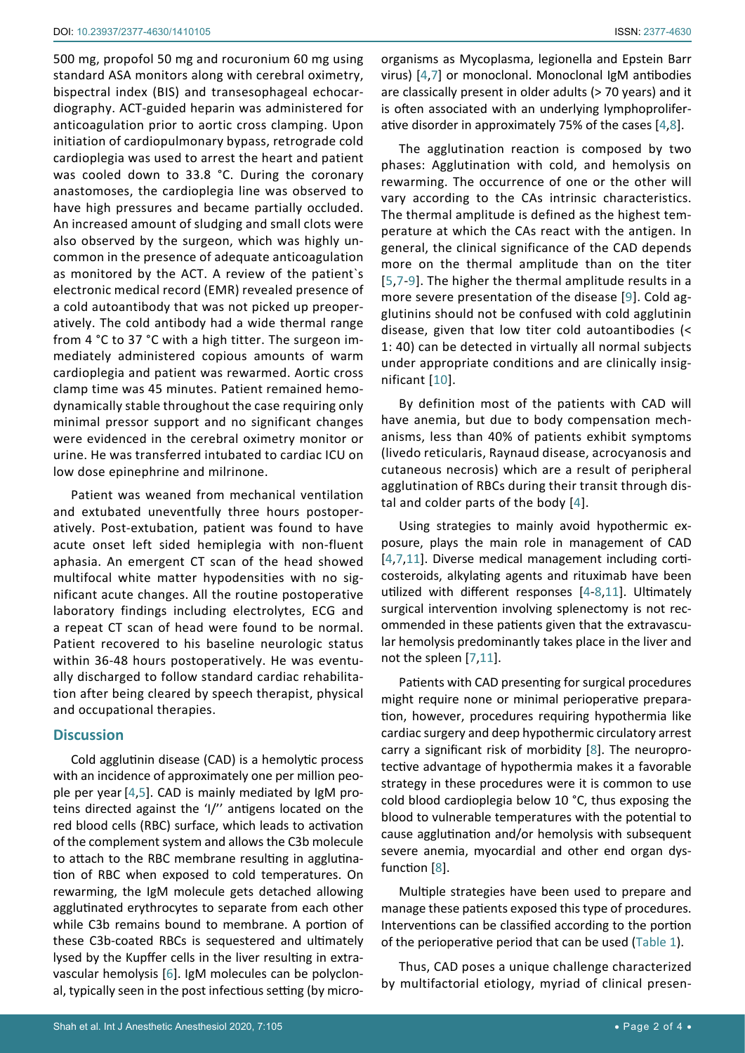500 mg, propofol 50 mg and rocuronium 60 mg using standard ASA monitors along with cerebral oximetry, bispectral index (BIS) and transesophageal echocardiography. ACT-guided heparin was administered for anticoagulation prior to aortic cross clamping. Upon initiation of cardiopulmonary bypass, retrograde cold cardioplegia was used to arrest the heart and patient was cooled down to 33.8 °C. During the coronary anastomoses, the cardioplegia line was observed to have high pressures and became partially occluded. An increased amount of sludging and small clots were also observed by the surgeon, which was highly uncommon in the presence of adequate anticoagulation as monitored by the ACT. A review of the patient`s electronic medical record (EMR) revealed presence of a cold autoantibody that was not picked up preoperatively. The cold antibody had a wide thermal range from 4 °C to 37 °C with a high titter. The surgeon immediately administered copious amounts of warm cardioplegia and patient was rewarmed. Aortic cross clamp time was 45 minutes. Patient remained hemodynamically stable throughout the case requiring only minimal pressor support and no significant changes were evidenced in the cerebral oximetry monitor or urine. He was transferred intubated to cardiac ICU on low dose epinephrine and milrinone.

Patient was weaned from mechanical ventilation and extubated uneventfully three hours postoperatively. Post-extubation, patient was found to have acute onset left sided hemiplegia with non-fluent aphasia. An emergent CT scan of the head showed multifocal white matter hypodensities with no significant acute changes. All the routine postoperative laboratory findings including electrolytes, ECG and a repeat CT scan of head were found to be normal. Patient recovered to his baseline neurologic status within 36-48 hours postoperatively. He was eventually discharged to follow standard cardiac rehabilitation after being cleared by speech therapist, physical and occupational therapies.

## Discussion

Cold agglutinin disease (CAD) is a hemolytic process with an incidence of approximately one per million people per year [4,5]. CAD is mainly mediated by IgM proteins directed against the 'I/'' antigens located on the red blood cells (RBC) surface, which leads to activation of the complement system and allows the C3b molecule to attach to the RBC membrane resulting in agglutination of RBC when exposed to cold temperatures. On rewarming, the IgM molecule gets detached allowing agglutinated erythrocytes to separate from each other while C3b remains bound to membrane. A portion of these C3b-coated RBCs is sequestered and ultimately lysed by the Kupffer cells in the liver resulting in extravascular hemolysis [6]. IgM molecules can be polyclonal, typically seen in the post infectious setting (by microorganisms as Mycoplasma, legionella and Epstein Barr virus) [4,7] or monoclonal. Monoclonal IgM antibodies are classically present in older adults (> 70 years) and it is often associated with an underlying lymphoproliferative disorder in approximately 75% of the cases [4,8].

The agglutination reaction is composed by two phases: Agglutination with cold, and hemolysis on rewarming. The occurrence of one or the other will vary according to the CAs intrinsic characteristics. The thermal amplitude is defined as the highest temperature at which the CAs react with the antigen. In general, the clinical significance of the CAD depends more on the thermal amplitude than on the titer [5,7-9]. The higher the thermal amplitude results in a more severe presentation of the disease [9]. Cold agglutinins should not be confused with cold agglutinin disease, given that low titer cold autoantibodies (< 1: 40) can be detected in virtually all normal subjects under appropriate conditions and are clinically insignificant [10].

By definition most of the patients with CAD will have anemia, but due to body compensation mechanisms, less than 40% of patients exhibit symptoms (livedo reticularis, Raynaud disease, acrocyanosis and cutaneous necrosis) which are a result of peripheral agglutination of RBCs during their transit through distal and colder parts of the body [4].

Using strategies to mainly avoid hypothermic exposure, plays the main role in management of CAD [4,7,11]. Diverse medical management including corticosteroids, alkylating agents and rituximab have been utilized with different responses [4-8,11]. Ultimately surgical intervention involving splenectomy is not recommended in these patients given that the extravascular hemolysis predominantly takes place in the liver and not the spleen [7,11].

Patients with CAD presenting for surgical procedures might require none or minimal perioperative preparation, however, procedures requiring hypothermia like cardiac surgery and deep hypothermic circulatory arrest carry a significant risk of morbidity [8]. The neuroprotective advantage of hypothermia makes it a favorable strategy in these procedures were it is common to use cold blood cardioplegia below 10 °C, thus exposing the blood to vulnerable temperatures with the potential to cause agglutination and/or hemolysis with subsequent severe anemia, myocardial and other end organ dysfunction [8].

Multiple strategies have been used to prepare and manage these patients exposed this type of procedures. Interventions can be classified according to the portion of the perioperative period that can be used (Table 1).

Thus, CAD poses a unique challenge characterized by multifactorial etiology, myriad of clinical presen-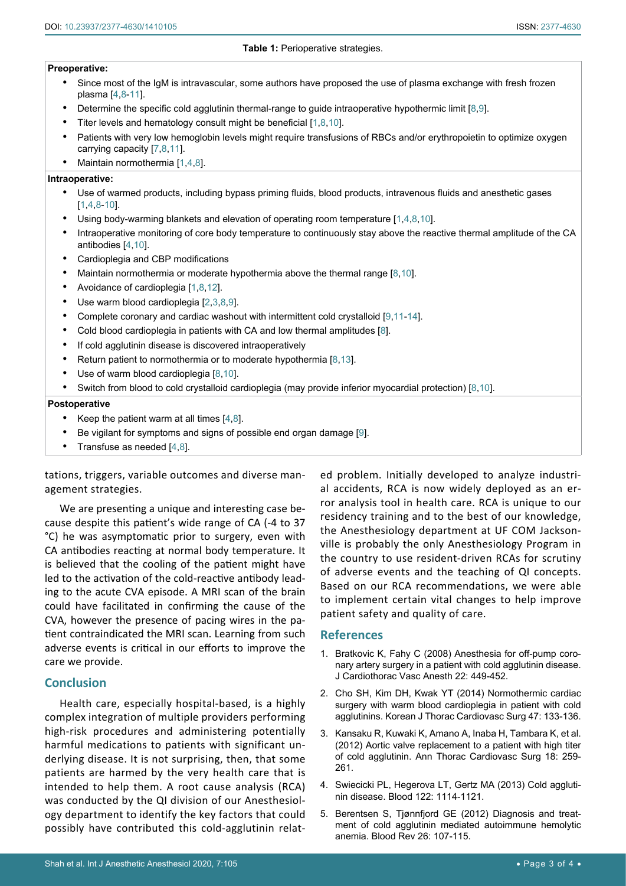**Table 1:** Perioperative strategies.

**Preoperative:**

- Since most of the IgM is intravascular, some authors have proposed the use of plasma exchange with fresh frozen plasma [4,8-11].
- Determine the specific cold agglutinin thermal-range to guide intraoperative hypothermic limit [8,9].
- Titer levels and hematology consult might be beneficial [1,8,10].
- Patients with very low hemoglobin levels might require transfusions of RBCs and/or erythropoietin to optimize oxygen carrying capacity [7,8,11].
- Maintain normothermia [1,4,8].

**Intraoperative:**

- Use of warmed products, including bypass priming fluids, blood products, intravenous fluids and anesthetic gases [1,4,8-10].
- Using body-warming blankets and elevation of operating room temperature [1,4,8,10].
- Intraoperative monitoring of core body temperature to continuously stay above the reactive thermal amplitude of the CA antibodies [4,10].
- Cardioplegia and CBP modifications
- Maintain normothermia or moderate hypothermia above the thermal range [8,10].
- Avoidance of cardioplegia [1,8,12].
- Use warm blood cardioplegia [2,3,8,9].
- Complete coronary and cardiac washout with intermittent cold crystalloid [9,11-14].
- Cold blood cardioplegia in patients with CA and low thermal amplitudes [8].
- If cold agglutinin disease is discovered intraoperatively
- Return patient to normothermia or to moderate hypothermia [8,13].
- Use of warm blood cardioplegia [8,10].
- Switch from blood to cold crystalloid cardioplegia (may provide inferior myocardial protection) [8,10].

**Postoperative**

- Keep the patient warm at all times [4,8].
- Be vigilant for symptoms and signs of possible end organ damage [9].
- Transfuse as needed [4,8].

tations, triggers, variable outcomes and diverse management strategies.

We are presenting a unique and interesting case because despite this patient's wide range of CA (-4 to 37 °C) he was asymptomatic prior to surgery, even with CA antibodies reacting at normal body temperature. It is believed that the cooling of the patient might have led to the activation of the cold-reactive antibody leading to the acute CVA episode. A MRI scan of the brain could have facilitated in confirming the cause of the CVA, however the presence of pacing wires in the patient contraindicated the MRI scan. Learning from such adverse events is critical in our efforts to improve the care we provide.

## Conclusion

Health care, especially hospital-based, is a highly complex integration of multiple providers performing high-risk procedures and administering potentially harmful medications to patients with significant underlying disease. It is not surprising, then, that some patients are harmed by the very health care that is intended to help them. A root cause analysis (RCA) was conducted by the QI division of our Anesthesiology department to identify the key factors that could possibly have contributed this cold-agglutinin related problem. Initially developed to analyze industrial accidents, RCA is now widely deployed as an error analysis tool in health care. RCA is unique to our residency training and to the best of our knowledge, the Anesthesiology department at UF COM Jacksonville is probably the only Anesthesiology Program in the country to use resident-driven RCAs for scrutiny of adverse events and the teaching of QI concepts. Based on our RCA recommendations, we were able to implement certain vital changes to help improve patient safety and quality of care.

## References

1. Bratkovic K, Fahy C (2008) Anesthesia for off-pump coronary artery surgery in a patient with cold agglutinin disease. J Cardiothorac Vasc Anesth 22: 449-452.
2. Cho SH, Kim DH, Kwak YT (2014) Normothermic cardiac surgery with warm blood cardioplegia in patient with cold agglutinins. Korean J Thorac Cardiovasc Surg 47: 133-136.
3. Kansaku R, Kuwaki K, Amano A, Inaba H, Tambara K, et al. (2012) Aortic valve replacement to a patient with high titer of cold agglutinin. Ann Thorac Cardiovasc Surg 18: 259-261.
4. Swiecicki PL, Hegerova LT, Gertz MA (2013) Cold agglutinin disease. Blood 122: 1114-1121.
5. Berentsen S, Tjønnfjord GE (2012) Diagnosis and treatment of cold agglutinin mediated autoimmune hemolytic anemia. Blood Rev 26: 107-115.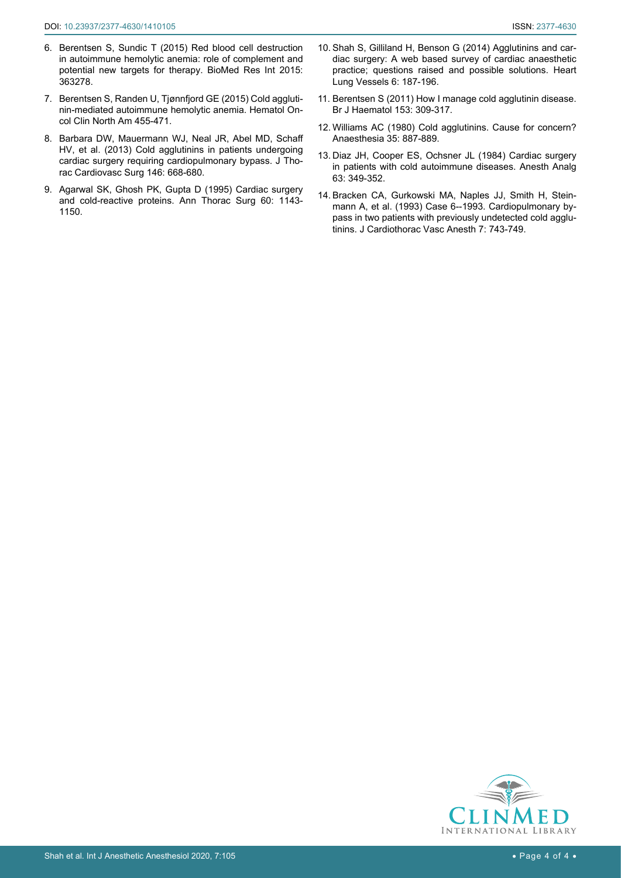6. Berentsen S, Sundic T (2015) Red blood cell destruction in autoimmune hemolytic anemia: role of complement and potential new targets for therapy. BioMed Res Int 2015: 363278.
7. Berentsen S, Randen U, Tjønnfjord GE (2015) Cold agglutinin-mediated autoimmune hemolytic anemia. Hematol Oncol Clin North Am 455-471.
8. Barbara DW, Mauermann WJ, Neal JR, Abel MD, Schaff HV, et al. (2013) Cold agglutinins in patients undergoing cardiac surgery requiring cardiopulmonary bypass. J Thorac Cardiovasc Surg 146: 668-680.
9. Agarwal SK, Ghosh PK, Gupta D (1995) Cardiac surgery and cold-reactive proteins. Ann Thorac Surg 60: 1143-1150.
10. Shah S, Gilliland H, Benson G (2014) Agglutinins and cardiac surgery: A web based survey of cardiac anaesthetic practice; questions raised and possible solutions. Heart Lung Vessels 6: 187-196.
11. Berentsen S (2011) How I manage cold agglutinin disease. Br J Haematol 153: 309-317.
12. Williams AC (1980) Cold agglutinins. Cause for concern? Anaesthesia 35: 887-889.
13. Diaz JH, Cooper ES, Ochsner JL (1984) Cardiac surgery in patients with cold autoimmune diseases. Anesth Analg 63: 349-352.
14. Bracken CA, Gurkowski MA, Naples JJ, Smith H, Steinmann A, et al. (1993) Case 6--1993. Cardiopulmonary bypass in two patients with previously undetected cold agglutinins. J Cardiothorac Vasc Anesth 7: 743-749.